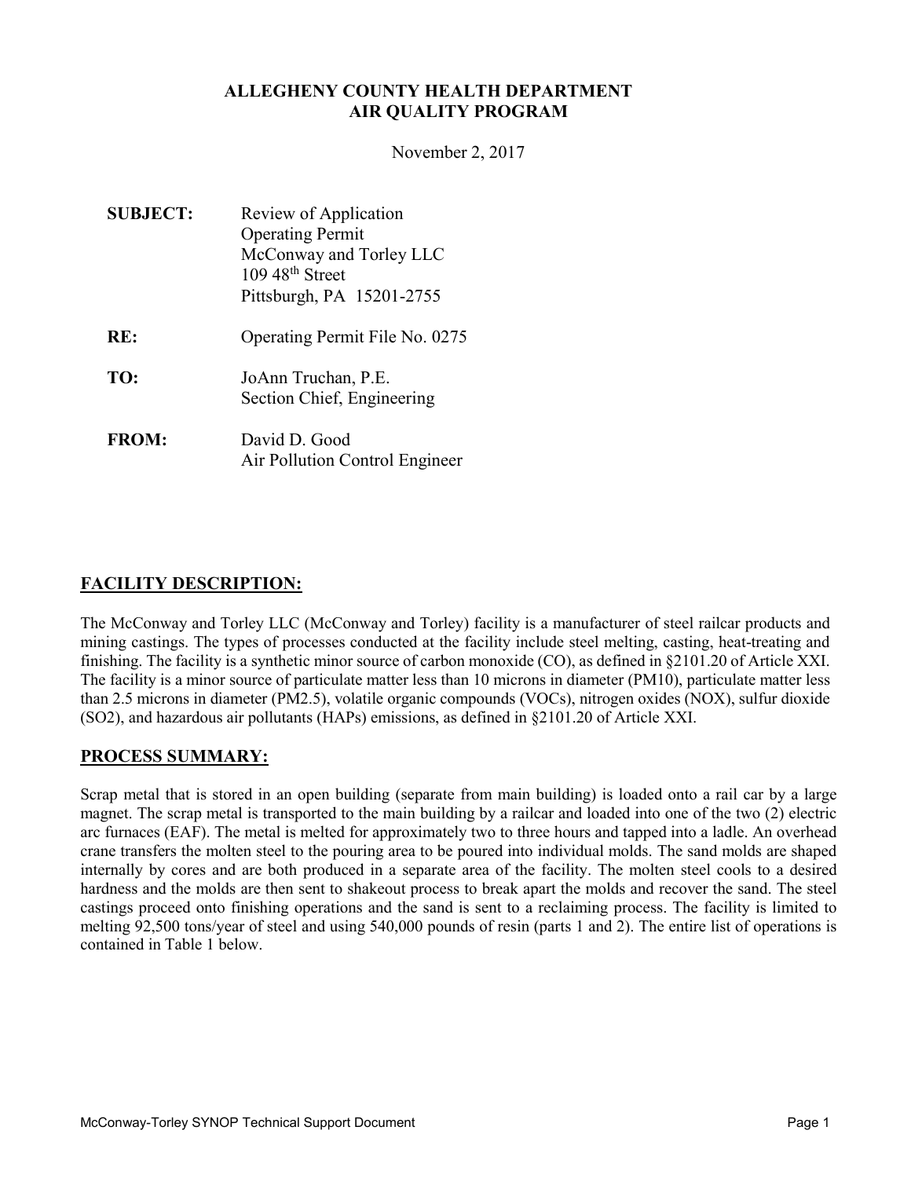**ALLEGHENY COUNTY HEALTH DEPARTMENT**
**AIR QUALITY PROGRAM**

November 2, 2017

**SUBJECT:** Review of Application
Operating Permit
McConway and Torley LLC
109 48th Street
Pittsburgh, PA 15201-2755

**RE:** Operating Permit File No. 0275

**TO:** JoAnn Truchan, P.E.
Section Chief, Engineering

**FROM:** David D. Good
Air Pollution Control Engineer

## FACILITY DESCRIPTION:

The McConway and Torley LLC (McConway and Torley) facility is a manufacturer of steel railcar products and mining castings. The types of processes conducted at the facility include steel melting, casting, heat-treating and finishing. The facility is a synthetic minor source of carbon monoxide (CO), as defined in §2101.20 of Article XXI. The facility is a minor source of particulate matter less than 10 microns in diameter (PM10), particulate matter less than 2.5 microns in diameter (PM2.5), volatile organic compounds (VOCs), nitrogen oxides (NOX), sulfur dioxide (SO2), and hazardous air pollutants (HAPs) emissions, as defined in §2101.20 of Article XXI.

## PROCESS SUMMARY:

Scrap metal that is stored in an open building (separate from main building) is loaded onto a rail car by a large magnet. The scrap metal is transported to the main building by a railcar and loaded into one of the two (2) electric arc furnaces (EAF). The metal is melted for approximately two to three hours and tapped into a ladle. An overhead crane transfers the molten steel to the pouring area to be poured into individual molds. The sand molds are shaped internally by cores and are both produced in a separate area of the facility. The molten steel cools to a desired hardness and the molds are then sent to shakeout process to break apart the molds and recover the sand. The steel castings proceed onto finishing operations and the sand is sent to a reclaiming process. The facility is limited to melting 92,500 tons/year of steel and using 540,000 pounds of resin (parts 1 and 2). The entire list of operations is contained in Table 1 below.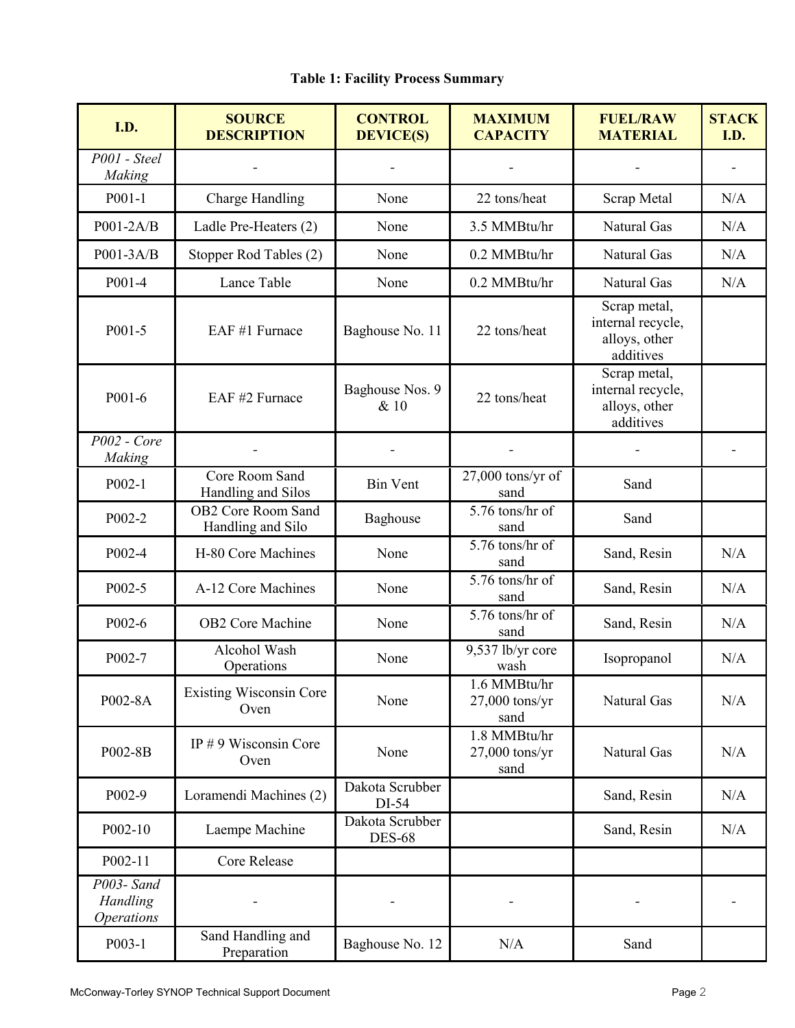**Table 1: Facility Process Summary**

| I.D. | SOURCE DESCRIPTION | CONTROL DEVICE(S) | MAXIMUM CAPACITY | FUEL/RAW MATERIAL | STACK I.D. |
|---|---|---|---|---|---|
| *P001 - Steel Making* | - | - | - | - | - |
| P001-1 | Charge Handling | None | 22 tons/heat | Scrap Metal | N/A |
| P001-2A/B | Ladle Pre-Heaters (2) | None | 3.5 MMBtu/hr | Natural Gas | N/A |
| P001-3A/B | Stopper Rod Tables (2) | None | 0.2 MMBtu/hr | Natural Gas | N/A |
| P001-4 | Lance Table | None | 0.2 MMBtu/hr | Natural Gas | N/A |
| P001-5 | EAF #1 Furnace | Baghouse No. 11 | 22 tons/heat | Scrap metal, internal recycle, alloys, other additives | |
| P001-6 | EAF #2 Furnace | Baghouse Nos. 9 & 10 | 22 tons/heat | Scrap metal, internal recycle, alloys, other additives | |
| *P002 - Core Making* | - | - | - | - | - |
| P002-1 | Core Room Sand Handling and Silos | Bin Vent | 27,000 tons/yr of sand | Sand | |
| P002-2 | OB2 Core Room Sand Handling and Silo | Baghouse | 5.76 tons/hr of sand | Sand | |
| P002-4 | H-80 Core Machines | None | 5.76 tons/hr of sand | Sand, Resin | N/A |
| P002-5 | A-12 Core Machines | None | 5.76 tons/hr of sand | Sand, Resin | N/A |
| P002-6 | OB2 Core Machine | None | 5.76 tons/hr of sand | Sand, Resin | N/A |
| P002-7 | Alcohol Wash Operations | None | 9,537 lb/yr core wash | Isopropanol | N/A |
| P002-8A | Existing Wisconsin Core Oven | None | 1.6 MMBtu/hr 27,000 tons/yr sand | Natural Gas | N/A |
| P002-8B | IP # 9 Wisconsin Core Oven | None | 1.8 MMBtu/hr 27,000 tons/yr sand | Natural Gas | N/A |
| P002-9 | Loramendi Machines (2) | Dakota Scrubber DI-54 | | Sand, Resin | N/A |
| P002-10 | Laempe Machine | Dakota Scrubber DES-68 | | Sand, Resin | N/A |
| P002-11 | Core Release | | | | |
| *P003- Sand Handling Operations* | - | - | - | - | - |
| P003-1 | Sand Handling and Preparation | Baghouse No. 12 | N/A | Sand | |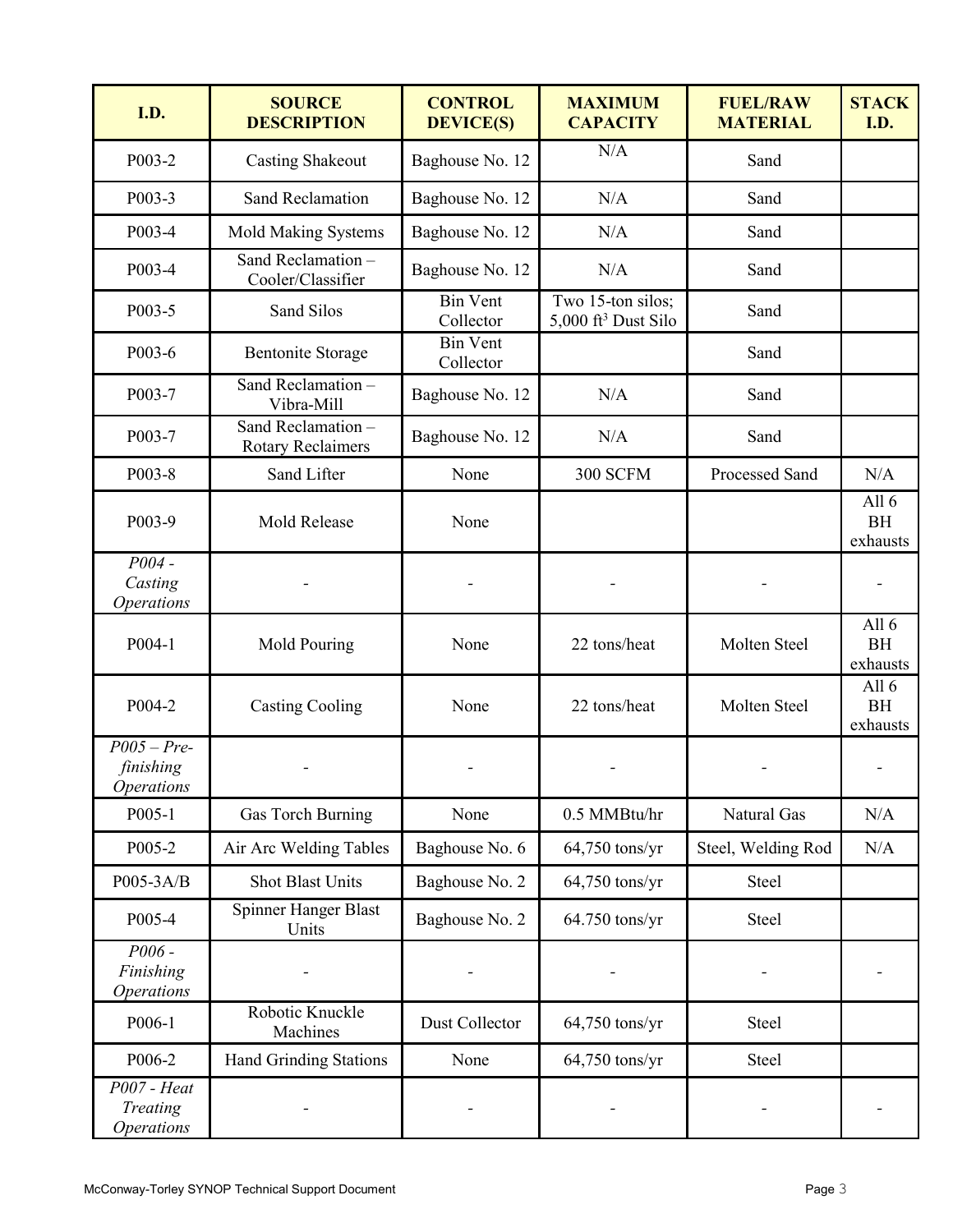| I.D. | SOURCE DESCRIPTION | CONTROL DEVICE(S) | MAXIMUM CAPACITY | FUEL/RAW MATERIAL | STACK I.D. |
|---|---|---|---|---|---|
| P003-2 | Casting Shakeout | Baghouse No. 12 | N/A | Sand | |
| P003-3 | Sand Reclamation | Baghouse No. 12 | N/A | Sand | |
| P003-4 | Mold Making Systems | Baghouse No. 12 | N/A | Sand | |
| P003-4 | Sand Reclamation – Cooler/Classifier | Baghouse No. 12 | N/A | Sand | |
| P003-5 | Sand Silos | Bin Vent Collector | Two 15-ton silos; 5,000 $ft^3$ Dust Silo | Sand | |
| P003-6 | Bentonite Storage | Bin Vent Collector | | Sand | |
| P003-7 | Sand Reclamation – Vibra-Mill | Baghouse No. 12 | N/A | Sand | |
| P003-7 | Sand Reclamation – Rotary Reclaimers | Baghouse No. 12 | N/A | Sand | |
| P003-8 | Sand Lifter | None | 300 SCFM | Processed Sand | N/A |
| P003-9 | Mold Release | None | | | All 6 BH exhausts |
| *P004 - Casting Operations* | - | - | - | - | - |
| P004-1 | Mold Pouring | None | 22 tons/heat | Molten Steel | All 6 BH exhausts |
| P004-2 | Casting Cooling | None | 22 tons/heat | Molten Steel | All 6 BH exhausts |
| *P005 – Pre-finishing Operations* | - | - | - | - | - |
| P005-1 | Gas Torch Burning | None | 0.5 MMBtu/hr | Natural Gas | N/A |
| P005-2 | Air Arc Welding Tables | Baghouse No. 6 | 64,750 tons/yr | Steel, Welding Rod | N/A |
| P005-3A/B | Shot Blast Units | Baghouse No. 2 | 64,750 tons/yr | Steel | |
| P005-4 | Spinner Hanger Blast Units | Baghouse No. 2 | 64.750 tons/yr | Steel | |
| *P006 - Finishing Operations* | - | - | - | - | - |
| P006-1 | Robotic Knuckle Machines | Dust Collector | 64,750 tons/yr | Steel | |
| P006-2 | Hand Grinding Stations | None | 64,750 tons/yr | Steel | |
| *P007 - Heat Treating Operations* | - | - | - | - | - |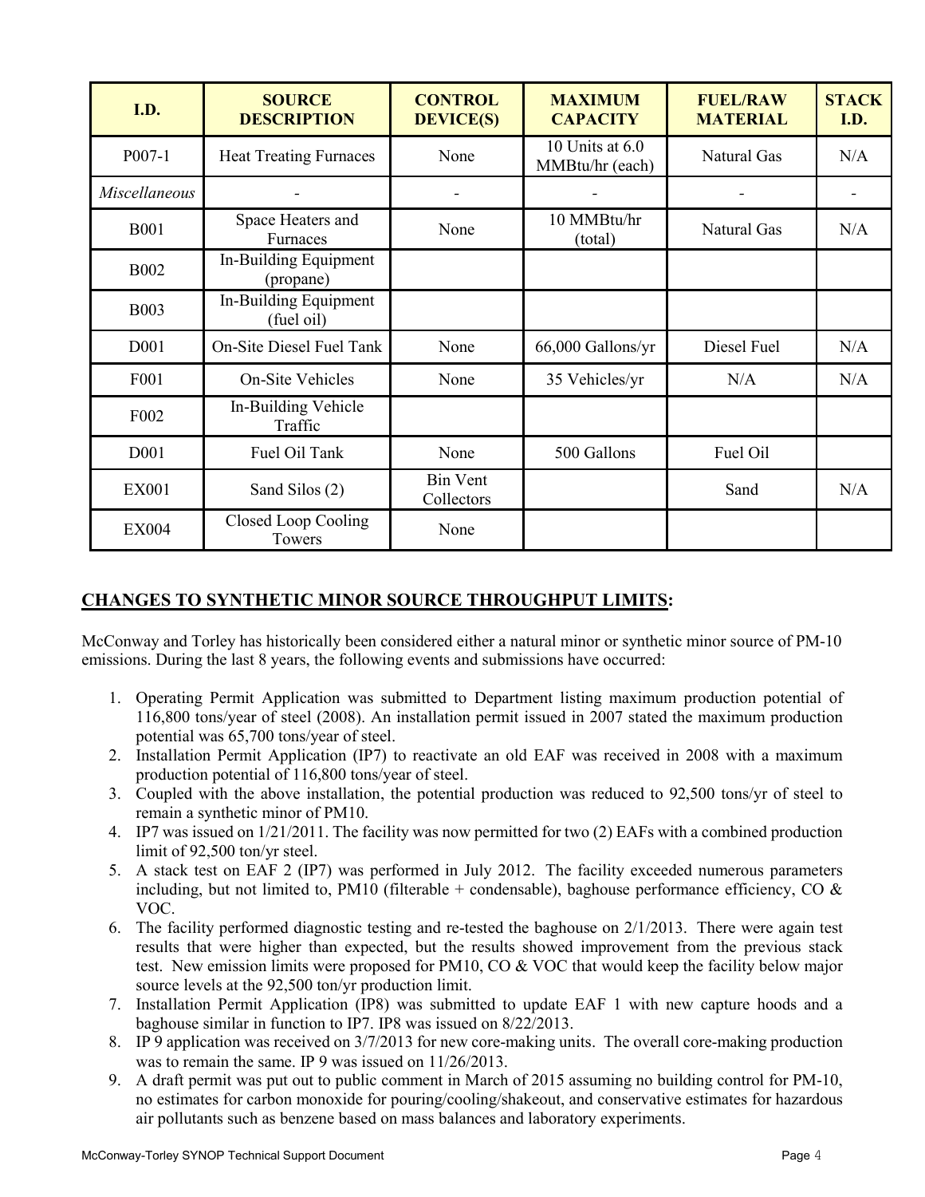| I.D. | SOURCE DESCRIPTION | CONTROL DEVICE(S) | MAXIMUM CAPACITY | FUEL/RAW MATERIAL | STACK I.D. |
|---|---|---|---|---|---|
| P007-1 | Heat Treating Furnaces | None | 10 Units at 6.0 MMBtu/hr (each) | Natural Gas | N/A |
| *Miscellaneous* | - | - | - | - | - |
| B001 | Space Heaters and Furnaces | None | 10 MMBtu/hr (total) | Natural Gas | N/A |
| B002 | In-Building Equipment (propane) | | | | |
| B003 | In-Building Equipment (fuel oil) | | | | |
| D001 | On-Site Diesel Fuel Tank | None | 66,000 Gallons/yr | Diesel Fuel | N/A |
| F001 | On-Site Vehicles | None | 35 Vehicles/yr | N/A | N/A |
| F002 | In-Building Vehicle Traffic | | | | |
| D001 | Fuel Oil Tank | None | 500 Gallons | Fuel Oil | |
| EX001 | Sand Silos (2) | Bin Vent Collectors | | Sand | N/A |
| EX004 | Closed Loop Cooling Towers | None | | | |

## CHANGES TO SYNTHETIC MINOR SOURCE THROUGHPUT LIMITS:

McConway and Torley has historically been considered either a natural minor or synthetic minor source of PM-10 emissions. During the last 8 years, the following events and submissions have occurred:

1. Operating Permit Application was submitted to Department listing maximum production potential of 116,800 tons/year of steel (2008). An installation permit issued in 2007 stated the maximum production potential was 65,700 tons/year of steel.
2. Installation Permit Application (IP7) to reactivate an old EAF was received in 2008 with a maximum production potential of 116,800 tons/year of steel.
3. Coupled with the above installation, the potential production was reduced to 92,500 tons/yr of steel to remain a synthetic minor of PM10.
4. IP7 was issued on 1/21/2011. The facility was now permitted for two (2) EAFs with a combined production limit of 92,500 ton/yr steel.
5. A stack test on EAF 2 (IP7) was performed in July 2012. The facility exceeded numerous parameters including, but not limited to, PM10 (filterable + condensable), baghouse performance efficiency, CO & VOC.
6. The facility performed diagnostic testing and re-tested the baghouse on 2/1/2013. There were again test results that were higher than expected, but the results showed improvement from the previous stack test. New emission limits were proposed for PM10, CO & VOC that would keep the facility below major source levels at the 92,500 ton/yr production limit.
7. Installation Permit Application (IP8) was submitted to update EAF 1 with new capture hoods and a baghouse similar in function to IP7. IP8 was issued on 8/22/2013.
8. IP 9 application was received on 3/7/2013 for new core-making units. The overall core-making production was to remain the same. IP 9 was issued on 11/26/2013.
9. A draft permit was put out to public comment in March of 2015 assuming no building control for PM-10, no estimates for carbon monoxide for pouring/cooling/shakeout, and conservative estimates for hazardous air pollutants such as benzene based on mass balances and laboratory experiments.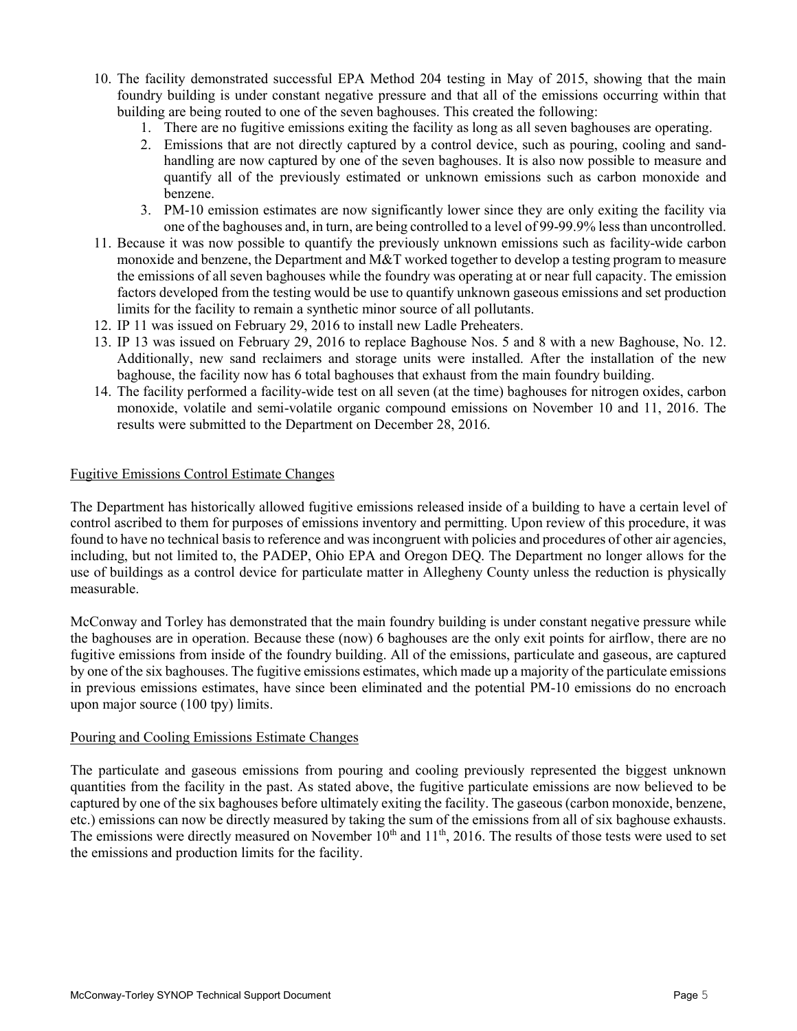10. The facility demonstrated successful EPA Method 204 testing in May of 2015, showing that the main foundry building is under constant negative pressure and that all of the emissions occurring within that building are being routed to one of the seven baghouses. This created the following:
    1. There are no fugitive emissions exiting the facility as long as all seven baghouses are operating.
    2. Emissions that are not directly captured by a control device, such as pouring, cooling and sand-handling are now captured by one of the seven baghouses. It is also now possible to measure and quantify all of the previously estimated or unknown emissions such as carbon monoxide and benzene.
    3. PM-10 emission estimates are now significantly lower since they are only exiting the facility via one of the baghouses and, in turn, are being controlled to a level of 99-99.9% less than uncontrolled.
11. Because it was now possible to quantify the previously unknown emissions such as facility-wide carbon monoxide and benzene, the Department and M&T worked together to develop a testing program to measure the emissions of all seven baghouses while the foundry was operating at or near full capacity. The emission factors developed from the testing would be use to quantify unknown gaseous emissions and set production limits for the facility to remain a synthetic minor source of all pollutants.
12. IP 11 was issued on February 29, 2016 to install new Ladle Preheaters.
13. IP 13 was issued on February 29, 2016 to replace Baghouse Nos. 5 and 8 with a new Baghouse, No. 12. Additionally, new sand reclaimers and storage units were installed. After the installation of the new baghouse, the facility now has 6 total baghouses that exhaust from the main foundry building.
14. The facility performed a facility-wide test on all seven (at the time) baghouses for nitrogen oxides, carbon monoxide, volatile and semi-volatile organic compound emissions on November 10 and 11, 2016. The results were submitted to the Department on December 28, 2016.

## Fugitive Emissions Control Estimate Changes

The Department has historically allowed fugitive emissions released inside of a building to have a certain level of control ascribed to them for purposes of emissions inventory and permitting. Upon review of this procedure, it was found to have no technical basis to reference and was incongruent with policies and procedures of other air agencies, including, but not limited to, the PADEP, Ohio EPA and Oregon DEQ. The Department no longer allows for the use of buildings as a control device for particulate matter in Allegheny County unless the reduction is physically measurable.

McConway and Torley has demonstrated that the main foundry building is under constant negative pressure while the baghouses are in operation. Because these (now) 6 baghouses are the only exit points for airflow, there are no fugitive emissions from inside of the foundry building. All of the emissions, particulate and gaseous, are captured by one of the six baghouses. The fugitive emissions estimates, which made up a majority of the particulate emissions in previous emissions estimates, have since been eliminated and the potential PM-10 emissions do no encroach upon major source (100 tpy) limits.

## Pouring and Cooling Emissions Estimate Changes

The particulate and gaseous emissions from pouring and cooling previously represented the biggest unknown quantities from the facility in the past. As stated above, the fugitive particulate emissions are now believed to be captured by one of the six baghouses before ultimately exiting the facility. The gaseous (carbon monoxide, benzene, etc.) emissions can now be directly measured by taking the sum of the emissions from all of six baghouse exhausts. The emissions were directly measured on November 10th and 11th, 2016. The results of those tests were used to set the emissions and production limits for the facility.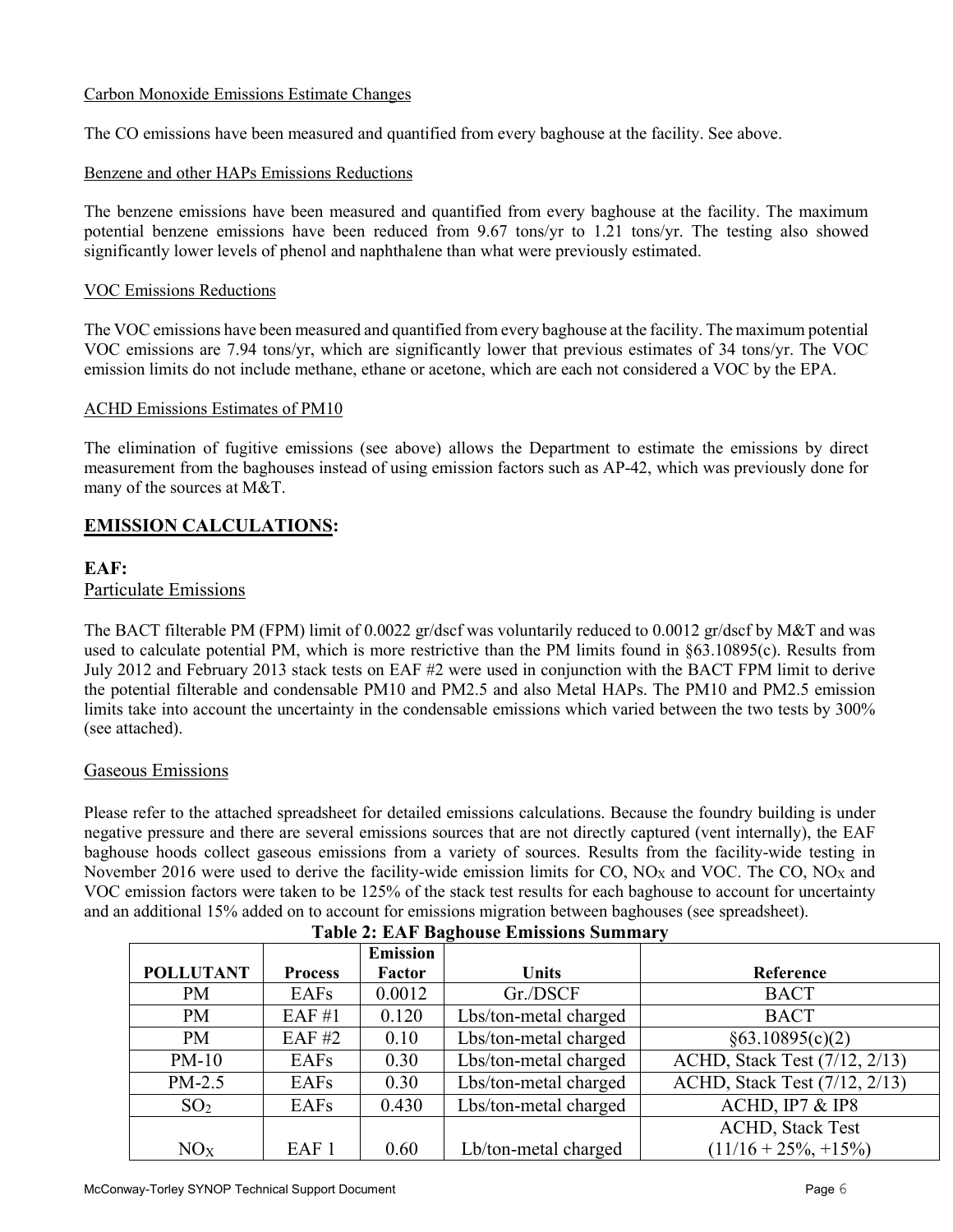Carbon Monoxide Emissions Estimate Changes

The CO emissions have been measured and quantified from every baghouse at the facility. See above.

Benzene and other HAPs Emissions Reductions

The benzene emissions have been measured and quantified from every baghouse at the facility. The maximum potential benzene emissions have been reduced from 9.67 tons/yr to 1.21 tons/yr. The testing also showed significantly lower levels of phenol and naphthalene than what were previously estimated.

VOC Emissions Reductions

The VOC emissions have been measured and quantified from every baghouse at the facility. The maximum potential VOC emissions are 7.94 tons/yr, which are significantly lower that previous estimates of 34 tons/yr. The VOC emission limits do not include methane, ethane or acetone, which are each not considered a VOC by the EPA.

ACHD Emissions Estimates of PM10

The elimination of fugitive emissions (see above) allows the Department to estimate the emissions by direct measurement from the baghouses instead of using emission factors such as AP-42, which was previously done for many of the sources at M&T.

## EMISSION CALCULATIONS:

### EAF:

Particulate Emissions

The BACT filterable PM (FPM) limit of 0.0022 gr/dscf was voluntarily reduced to 0.0012 gr/dscf by M&T and was used to calculate potential PM, which is more restrictive than the PM limits found in §63.10895(c). Results from July 2012 and February 2013 stack tests on EAF #2 were used in conjunction with the BACT FPM limit to derive the potential filterable and condensable PM10 and PM2.5 and also Metal HAPs. The PM10 and PM2.5 emission limits take into account the uncertainty in the condensable emissions which varied between the two tests by 300% (see attached).

Gaseous Emissions

Please refer to the attached spreadsheet for detailed emissions calculations. Because the foundry building is under negative pressure and there are several emissions sources that are not directly captured (vent internally), the EAF baghouse hoods collect gaseous emissions from a variety of sources. Results from the facility-wide testing in November 2016 were used to derive the facility-wide emission limits for CO, $NO_X$ and VOC. The CO, $NO_X$ and VOC emission factors were taken to be 125% of the stack test results for each baghouse to account for uncertainty and an additional 15% added on to account for emissions migration between baghouses (see spreadsheet).

**Table 2: EAF Baghouse Emissions Summary**

| POLLUTANT | Process | Emission Factor | Units | Reference |
|---|---|---|---|---|
| PM | EAFs | 0.0012 | Gr./DSCF | BACT |
| PM | EAF #1 | 0.120 | Lbs/ton-metal charged | BACT |
| PM | EAF #2 | 0.10 | Lbs/ton-metal charged | §63.10895(c)(2) |
| PM-10 | EAFs | 0.30 | Lbs/ton-metal charged | ACHD, Stack Test (7/12, 2/13) |
| PM-2.5 | EAFs | 0.30 | Lbs/ton-metal charged | ACHD, Stack Test (7/12, 2/13) |
| $SO_2$ | EAFs | 0.430 | Lbs/ton-metal charged | ACHD, IP7 & IP8 |
| $NO_X$ | EAF 1 | 0.60 | Lb/ton-metal charged | ACHD, Stack Test (11/16 + 25%, +15%) |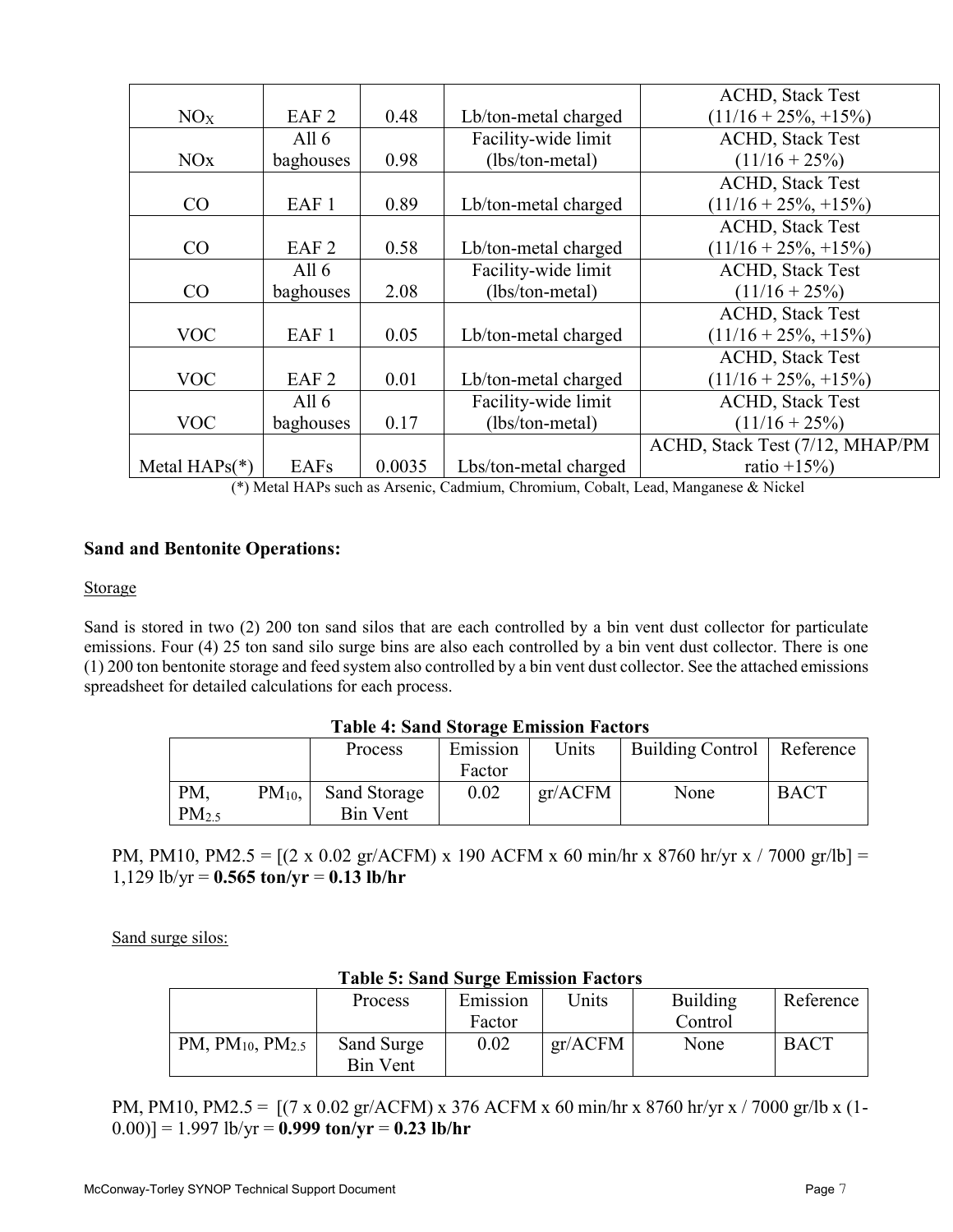| | | | | |
|---|---|---|---|---|
| $NO_X$ | EAF 2 | 0.48 | Lb/ton-metal charged | ACHD, Stack Test (11/16 + 25%, +15%) |
| NOx | All 6 baghouses | 0.98 | Facility-wide limit (lbs/ton-metal) | ACHD, Stack Test (11/16 + 25%) |
| CO | EAF 1 | 0.89 | Lb/ton-metal charged | ACHD, Stack Test (11/16 + 25%, +15%) |
| CO | EAF 2 | 0.58 | Lb/ton-metal charged | ACHD, Stack Test (11/16 + 25%, +15%) |
| CO | All 6 baghouses | 2.08 | Facility-wide limit (lbs/ton-metal) | ACHD, Stack Test (11/16 + 25%) |
| VOC | EAF 1 | 0.05 | Lb/ton-metal charged | ACHD, Stack Test (11/16 + 25%, +15%) |
| VOC | EAF 2 | 0.01 | Lb/ton-metal charged | ACHD, Stack Test (11/16 + 25%, +15%) |
| VOC | All 6 baghouses | 0.17 | Facility-wide limit (lbs/ton-metal) | ACHD, Stack Test (11/16 + 25%) |
| Metal HAPs(*) | EAFs | 0.0035 | Lbs/ton-metal charged | ACHD, Stack Test (7/12, MHAP/PM ratio +15%) |

(*) Metal HAPs such as Arsenic, Cadmium, Chromium, Cobalt, Lead, Manganese & Nickel

**Sand and Bentonite Operations:**

Storage

Sand is stored in two (2) 200 ton sand silos that are each controlled by a bin vent dust collector for particulate emissions. Four (4) 25 ton sand silo surge bins are also each controlled by a bin vent dust collector. There is one (1) 200 ton bentonite storage and feed system also controlled by a bin vent dust collector. See the attached emissions spreadsheet for detailed calculations for each process.

**Table 4: Sand Storage Emission Factors**

| | Process | Emission Factor | Units | Building Control | Reference |
|---|---|---|---|---|---|
| PM, $PM_{10}$, $PM_{2.5}$ | Sand Storage Bin Vent | 0.02 | gr/ACFM | None | BACT |

PM, PM10, PM2.5 = [(2 x 0.02 gr/ACFM) x 190 ACFM x 60 min/hr x 8760 hr/yr x / 7000 gr/lb] = 1,129 lb/yr = **0.565 ton/yr** = **0.13 lb/hr**

Sand surge silos:

**Table 5: Sand Surge Emission Factors**

| | Process | Emission Factor | Units | Building Control | Reference |
|---|---|---|---|---|---|
| PM, $PM_{10}$, $PM_{2.5}$ | Sand Surge Bin Vent | 0.02 | gr/ACFM | None | BACT |

PM, PM10, PM2.5 = [(7 x 0.02 gr/ACFM) x 376 ACFM x 60 min/hr x 8760 hr/yr x / 7000 gr/lb x (1-0.00)] = 1.997 lb/yr = **0.999 ton/yr** = **0.23 lb/hr**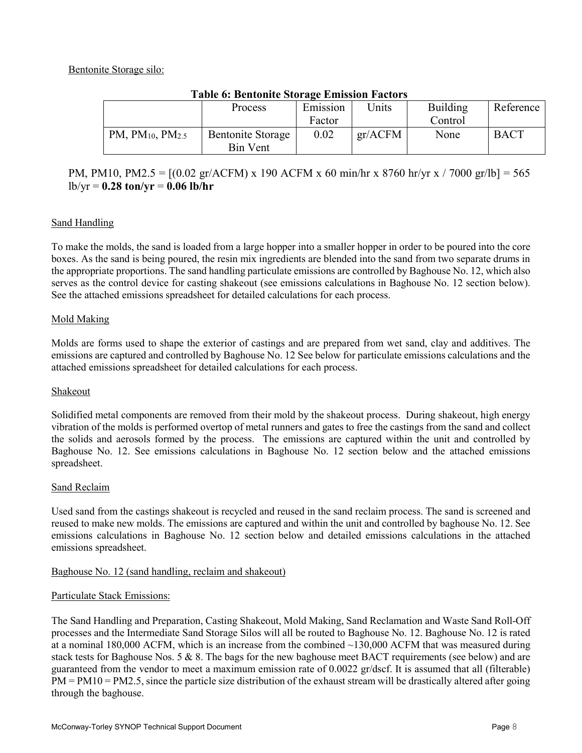Bentonite Storage silo:

**Table 6: Bentonite Storage Emission Factors**

| | Process | Emission Factor | Units | Building Control | Reference |
|---|---|---|---|---|---|
| PM, $PM_{10}$, $PM_{2.5}$ | Bentonite Storage Bin Vent | 0.02 | gr/ACFM | None | BACT |

PM, PM10, PM2.5 = [(0.02 gr/ACFM) x 190 ACFM x 60 min/hr x 8760 hr/yr x / 7000 gr/lb] = 565 lb/yr = **0.28 ton/yr** = **0.06 lb/hr**

Sand Handling

To make the molds, the sand is loaded from a large hopper into a smaller hopper in order to be poured into the core boxes. As the sand is being poured, the resin mix ingredients are blended into the sand from two separate drums in the appropriate proportions. The sand handling particulate emissions are controlled by Baghouse No. 12, which also serves as the control device for casting shakeout (see emissions calculations in Baghouse No. 12 section below). See the attached emissions spreadsheet for detailed calculations for each process.

Mold Making

Molds are forms used to shape the exterior of castings and are prepared from wet sand, clay and additives. The emissions are captured and controlled by Baghouse No. 12 See below for particulate emissions calculations and the attached emissions spreadsheet for detailed calculations for each process.

Shakeout

Solidified metal components are removed from their mold by the shakeout process. During shakeout, high energy vibration of the molds is performed overtop of metal runners and gates to free the castings from the sand and collect the solids and aerosols formed by the process. The emissions are captured within the unit and controlled by Baghouse No. 12. See emissions calculations in Baghouse No. 12 section below and the attached emissions spreadsheet.

Sand Reclaim

Used sand from the castings shakeout is recycled and reused in the sand reclaim process. The sand is screened and reused to make new molds. The emissions are captured and within the unit and controlled by baghouse No. 12. See emissions calculations in Baghouse No. 12 section below and detailed emissions calculations in the attached emissions spreadsheet.

Baghouse No. 12 (sand handling, reclaim and shakeout)

Particulate Stack Emissions:

The Sand Handling and Preparation, Casting Shakeout, Mold Making, Sand Reclamation and Waste Sand Roll-Off processes and the Intermediate Sand Storage Silos will all be routed to Baghouse No. 12. Baghouse No. 12 is rated at a nominal 180,000 ACFM, which is an increase from the combined ~130,000 ACFM that was measured during stack tests for Baghouse Nos. 5 & 8. The bags for the new baghouse meet BACT requirements (see below) and are guaranteed from the vendor to meet a maximum emission rate of 0.0022 gr/dscf. It is assumed that all (filterable) PM = PM10 = PM2.5, since the particle size distribution of the exhaust stream will be drastically altered after going through the baghouse.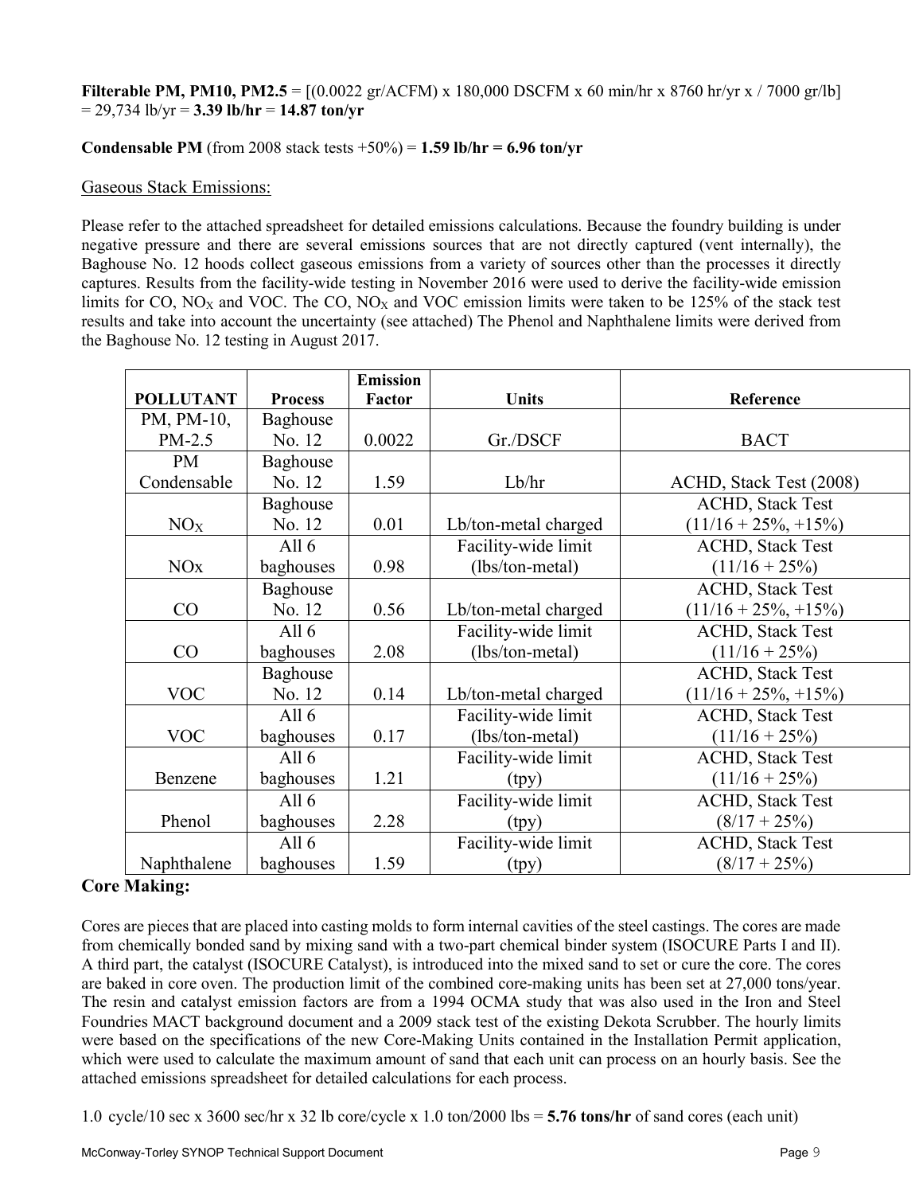**Filterable PM, PM10, PM2.5** = [(0.0022 gr/ACFM) x 180,000 DSCFM x 60 min/hr x 8760 hr/yr x / 7000 gr/lb] = 29,734 lb/yr = **3.39 lb/hr** = **14.87 ton/yr**

**Condensable PM** (from 2008 stack tests +50%) = **1.59 lb/hr = 6.96 ton/yr**

Gaseous Stack Emissions:

Please refer to the attached spreadsheet for detailed emissions calculations. Because the foundry building is under negative pressure and there are several emissions sources that are not directly captured (vent internally), the Baghouse No. 12 hoods collect gaseous emissions from a variety of sources other than the processes it directly captures. Results from the facility-wide testing in November 2016 were used to derive the facility-wide emission limits for CO, $NO_X$ and VOC. The CO, $NO_X$ and VOC emission limits were taken to be 125% of the stack test results and take into account the uncertainty (see attached) The Phenol and Naphthalene limits were derived from the Baghouse No. 12 testing in August 2017.

| POLLUTANT | Process | Emission Factor | Units | Reference |
|---|---|---|---|---|
| PM, PM-10, PM-2.5 | Baghouse No. 12 | 0.0022 | Gr./DSCF | BACT |
| PM Condensable | Baghouse No. 12 | 1.59 | Lb/hr | ACHD, Stack Test (2008) |
| $NO_X$ | Baghouse No. 12 | 0.01 | Lb/ton-metal charged | ACHD, Stack Test (11/16 + 25%, +15%) |
| NOx | All 6 baghouses | 0.98 | Facility-wide limit (lbs/ton-metal) | ACHD, Stack Test (11/16 + 25%) |
| CO | Baghouse No. 12 | 0.56 | Lb/ton-metal charged | ACHD, Stack Test (11/16 + 25%, +15%) |
| CO | All 6 baghouses | 2.08 | Facility-wide limit (lbs/ton-metal) | ACHD, Stack Test (11/16 + 25%) |
| VOC | Baghouse No. 12 | 0.14 | Lb/ton-metal charged | ACHD, Stack Test (11/16 + 25%, +15%) |
| VOC | All 6 baghouses | 0.17 | Facility-wide limit (lbs/ton-metal) | ACHD, Stack Test (11/16 + 25%) |
| Benzene | All 6 baghouses | 1.21 | Facility-wide limit (tpy) | ACHD, Stack Test (11/16 + 25%) |
| Phenol | All 6 baghouses | 2.28 | Facility-wide limit (tpy) | ACHD, Stack Test (8/17 + 25%) |
| Naphthalene | All 6 baghouses | 1.59 | Facility-wide limit (tpy) | ACHD, Stack Test (8/17 + 25%) |

**Core Making:**

Cores are pieces that are placed into casting molds to form internal cavities of the steel castings. The cores are made from chemically bonded sand by mixing sand with a two-part chemical binder system (ISOCURE Parts I and II). A third part, the catalyst (ISOCURE Catalyst), is introduced into the mixed sand to set or cure the core. The cores are baked in core oven. The production limit of the combined core-making units has been set at 27,000 tons/year. The resin and catalyst emission factors are from a 1994 OCMA study that was also used in the Iron and Steel Foundries MACT background document and a 2009 stack test of the existing Dekota Scrubber. The hourly limits were based on the specifications of the new Core-Making Units contained in the Installation Permit application, which were used to calculate the maximum amount of sand that each unit can process on an hourly basis. See the attached emissions spreadsheet for detailed calculations for each process.

1.0 cycle/10 sec x 3600 sec/hr x 32 lb core/cycle x 1.0 ton/2000 lbs = **5.76 tons/hr** of sand cores (each unit)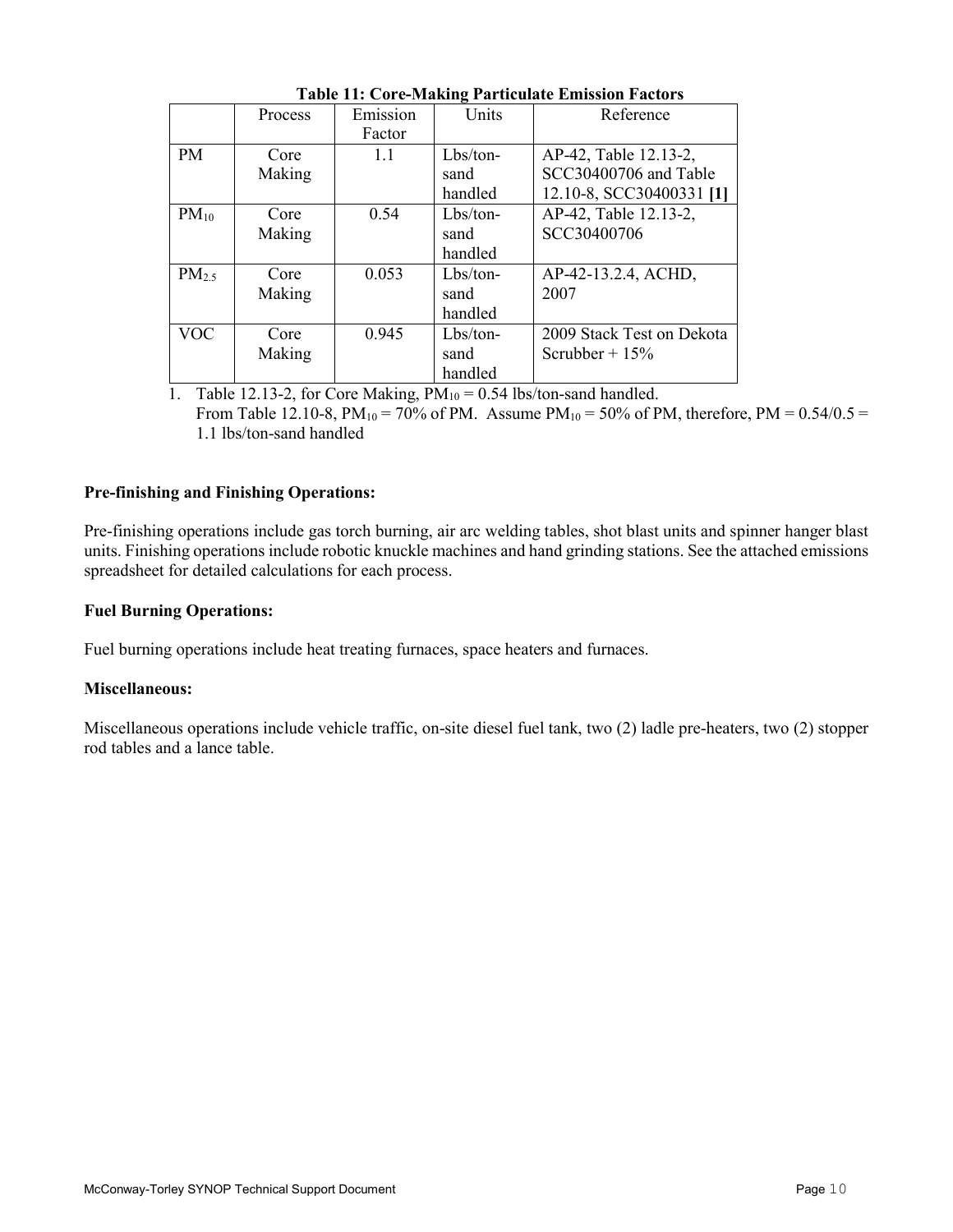**Table 11: Core-Making Particulate Emission Factors**

| | Process | Emission Factor | Units | Reference |
|---|---|---|---|---|
| PM | Core Making | 1.1 | Lbs/ton-sand handled | AP-42, Table 12.13-2, SCC30400706 and Table 12.10-8, SCC30400331 **[1]** |
| $PM_{10}$ | Core Making | 0.54 | Lbs/ton-sand handled | AP-42, Table 12.13-2, SCC30400706 |
| $PM_{2.5}$ | Core Making | 0.053 | Lbs/ton-sand handled | AP-42-13.2.4, ACHD, 2007 |
| VOC | Core Making | 0.945 | Lbs/ton-sand handled | 2009 Stack Test on Dekota Scrubber + 15% |

1. Table 12.13-2, for Core Making, $PM_{10}$ = 0.54 lbs/ton-sand handled.
   From Table 12.10-8, $PM_{10}$ = 70% of PM. Assume $PM_{10}$ = 50% of PM, therefore, PM = 0.54/0.5 = 1.1 lbs/ton-sand handled

**Pre-finishing and Finishing Operations:**

Pre-finishing operations include gas torch burning, air arc welding tables, shot blast units and spinner hanger blast units. Finishing operations include robotic knuckle machines and hand grinding stations. See the attached emissions spreadsheet for detailed calculations for each process.

**Fuel Burning Operations:**

Fuel burning operations include heat treating furnaces, space heaters and furnaces.

**Miscellaneous:**

Miscellaneous operations include vehicle traffic, on-site diesel fuel tank, two (2) ladle pre-heaters, two (2) stopper rod tables and a lance table.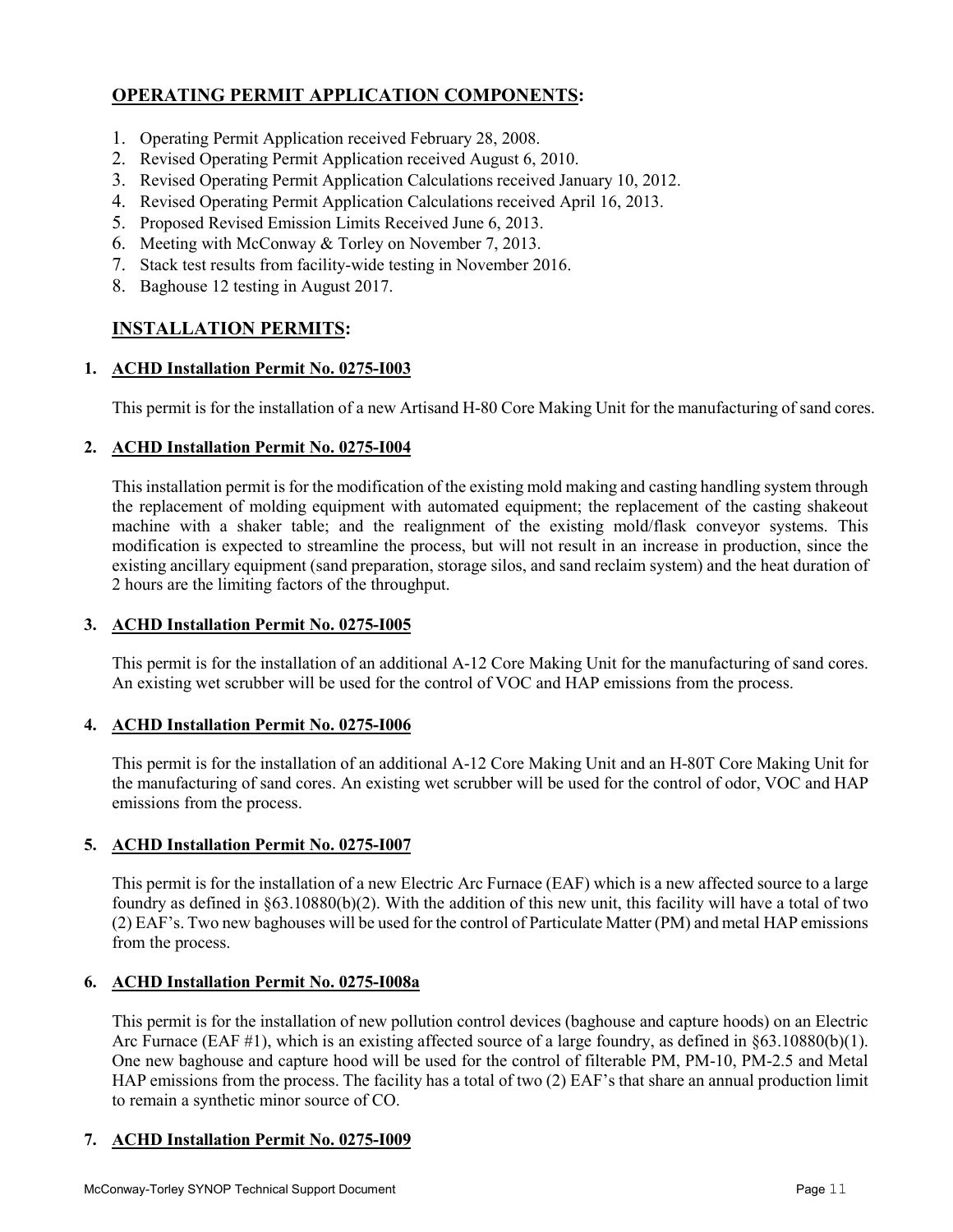## OPERATING PERMIT APPLICATION COMPONENTS:

1. Operating Permit Application received February 28, 2008.
2. Revised Operating Permit Application received August 6, 2010.
3. Revised Operating Permit Application Calculations received January 10, 2012.
4. Revised Operating Permit Application Calculations received April 16, 2013.
5. Proposed Revised Emission Limits Received June 6, 2013.
6. Meeting with McConway & Torley on November 7, 2013.
7. Stack test results from facility-wide testing in November 2016.
8. Baghouse 12 testing in August 2017.

## INSTALLATION PERMITS:

**1. ACHD Installation Permit No. 0275-I003**

This permit is for the installation of a new Artisand H-80 Core Making Unit for the manufacturing of sand cores.

**2. ACHD Installation Permit No. 0275-I004**

This installation permit is for the modification of the existing mold making and casting handling system through the replacement of molding equipment with automated equipment; the replacement of the casting shakeout machine with a shaker table; and the realignment of the existing mold/flask conveyor systems. This modification is expected to streamline the process, but will not result in an increase in production, since the existing ancillary equipment (sand preparation, storage silos, and sand reclaim system) and the heat duration of 2 hours are the limiting factors of the throughput.

**3. ACHD Installation Permit No. 0275-I005**

This permit is for the installation of an additional A-12 Core Making Unit for the manufacturing of sand cores. An existing wet scrubber will be used for the control of VOC and HAP emissions from the process.

**4. ACHD Installation Permit No. 0275-I006**

This permit is for the installation of an additional A-12 Core Making Unit and an H-80T Core Making Unit for the manufacturing of sand cores. An existing wet scrubber will be used for the control of odor, VOC and HAP emissions from the process.

**5. ACHD Installation Permit No. 0275-I007**

This permit is for the installation of a new Electric Arc Furnace (EAF) which is a new affected source to a large foundry as defined in §63.10880(b)(2). With the addition of this new unit, this facility will have a total of two (2) EAF's. Two new baghouses will be used for the control of Particulate Matter (PM) and metal HAP emissions from the process.

**6. ACHD Installation Permit No. 0275-I008a**

This permit is for the installation of new pollution control devices (baghouse and capture hoods) on an Electric Arc Furnace (EAF #1), which is an existing affected source of a large foundry, as defined in §63.10880(b)(1). One new baghouse and capture hood will be used for the control of filterable PM, PM-10, PM-2.5 and Metal HAP emissions from the process. The facility has a total of two (2) EAF's that share an annual production limit to remain a synthetic minor source of CO.

**7. ACHD Installation Permit No. 0275-I009**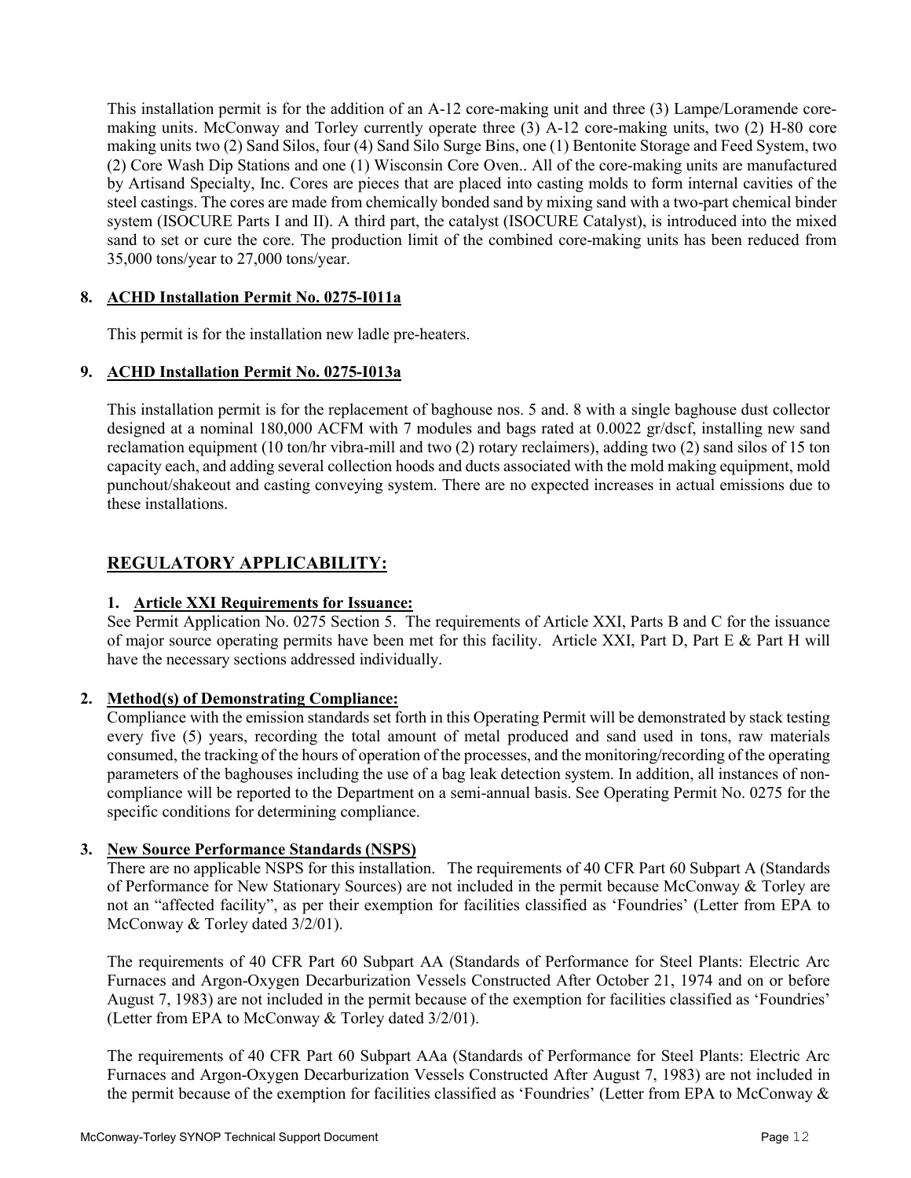This installation permit is for the addition of an A-12 core-making unit and three (3) Lampe/Loramende core-making units. McConway and Torley currently operate three (3) A-12 core-making units, two (2) H-80 core making units two (2) Sand Silos, four (4) Sand Silo Surge Bins, one (1) Bentonite Storage and Feed System, two (2) Core Wash Dip Stations and one (1) Wisconsin Core Oven.. All of the core-making units are manufactured by Artisand Specialty, Inc. Cores are pieces that are placed into casting molds to form internal cavities of the steel castings. The cores are made from chemically bonded sand by mixing sand with a two-part chemical binder system (ISOCURE Parts I and II). A third part, the catalyst (ISOCURE Catalyst), is introduced into the mixed sand to set or cure the core. The production limit of the combined core-making units has been reduced from 35,000 tons/year to 27,000 tons/year.

**8. ACHD Installation Permit No. 0275-I011a**

This permit is for the installation new ladle pre-heaters.

**9. ACHD Installation Permit No. 0275-I013a**

This installation permit is for the replacement of baghouse nos. 5 and. 8 with a single baghouse dust collector designed at a nominal 180,000 ACFM with 7 modules and bags rated at 0.0022 gr/dscf, installing new sand reclamation equipment (10 ton/hr vibra-mill and two (2) rotary reclaimers), adding two (2) sand silos of 15 ton capacity each, and adding several collection hoods and ducts associated with the mold making equipment, mold punchout/shakeout and casting conveying system. There are no expected increases in actual emissions due to these installations.

## REGULATORY APPLICABILITY:

**1. Article XXI Requirements for Issuance:**

See Permit Application No. 0275 Section 5. The requirements of Article XXI, Parts B and C for the issuance of major source operating permits have been met for this facility. Article XXI, Part D, Part E & Part H will have the necessary sections addressed individually.

**2. Method(s) of Demonstrating Compliance:**

Compliance with the emission standards set forth in this Operating Permit will be demonstrated by stack testing every five (5) years, recording the total amount of metal produced and sand used in tons, raw materials consumed, the tracking of the hours of operation of the processes, and the monitoring/recording of the operating parameters of the baghouses including the use of a bag leak detection system. In addition, all instances of non-compliance will be reported to the Department on a semi-annual basis. See Operating Permit No. 0275 for the specific conditions for determining compliance.

**3. New Source Performance Standards (NSPS)**

There are no applicable NSPS for this installation. The requirements of 40 CFR Part 60 Subpart A (Standards of Performance for New Stationary Sources) are not included in the permit because McConway & Torley are not an "affected facility", as per their exemption for facilities classified as 'Foundries' (Letter from EPA to McConway & Torley dated 3/2/01).

The requirements of 40 CFR Part 60 Subpart AA (Standards of Performance for Steel Plants: Electric Arc Furnaces and Argon-Oxygen Decarburization Vessels Constructed After October 21, 1974 and on or before August 7, 1983) are not included in the permit because of the exemption for facilities classified as 'Foundries' (Letter from EPA to McConway & Torley dated 3/2/01).

The requirements of 40 CFR Part 60 Subpart AAa (Standards of Performance for Steel Plants: Electric Arc Furnaces and Argon-Oxygen Decarburization Vessels Constructed After August 7, 1983) are not included in the permit because of the exemption for facilities classified as 'Foundries' (Letter from EPA to McConway &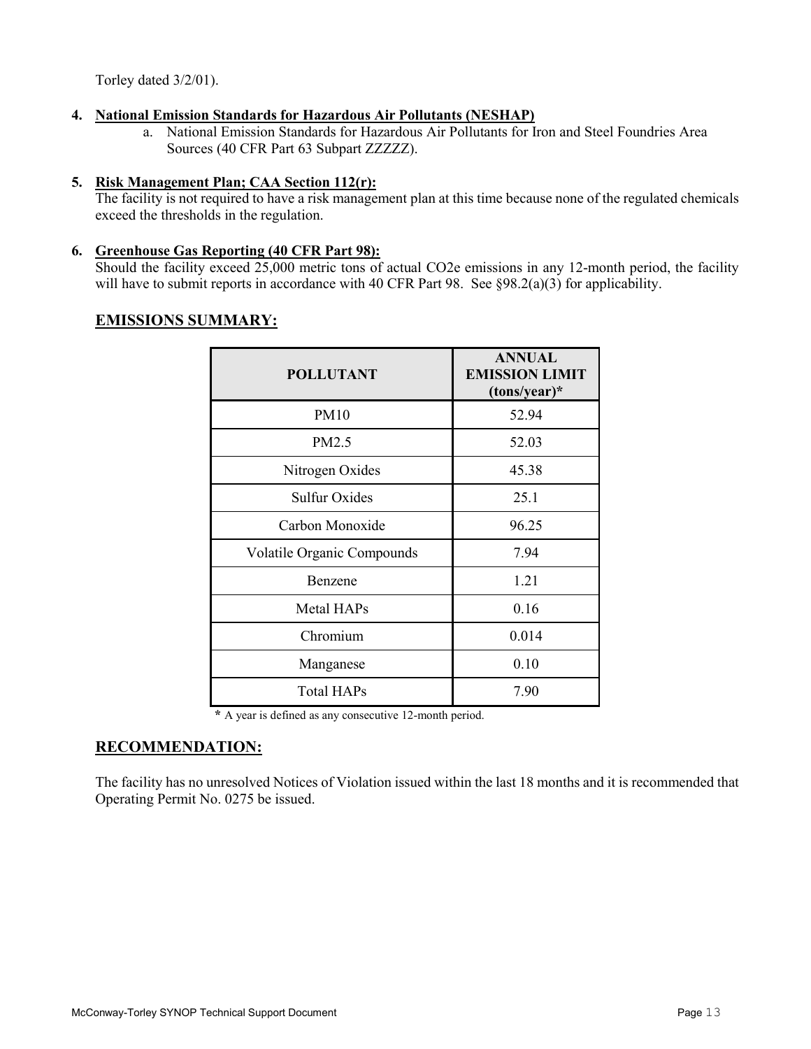Torley dated 3/2/01).

**4. National Emission Standards for Hazardous Air Pollutants (NESHAP)**

a. National Emission Standards for Hazardous Air Pollutants for Iron and Steel Foundries Area Sources (40 CFR Part 63 Subpart ZZZZZ).

**5. Risk Management Plan; CAA Section 112(r):**

The facility is not required to have a risk management plan at this time because none of the regulated chemicals exceed the thresholds in the regulation.

**6. Greenhouse Gas Reporting (40 CFR Part 98):**

Should the facility exceed 25,000 metric tons of actual $CO_2e$ emissions in any 12-month period, the facility will have to submit reports in accordance with 40 CFR Part 98. See §98.2(a)(3) for applicability.

## EMISSIONS SUMMARY:

| POLLUTANT | ANNUAL EMISSION LIMIT (tons/year)* |
|---|---|
| PM10 | 52.94 |
| PM2.5 | 52.03 |
| Nitrogen Oxides | 45.38 |
| Sulfur Oxides | 25.1 |
| Carbon Monoxide | 96.25 |
| Volatile Organic Compounds | 7.94 |
| Benzene | 1.21 |
| Metal HAPs | 0.16 |
| Chromium | 0.014 |
| Manganese | 0.10 |
| Total HAPs | 7.90 |

**\*** A year is defined as any consecutive 12-month period.

## RECOMMENDATION:

The facility has no unresolved Notices of Violation issued within the last 18 months and it is recommended that Operating Permit No. 0275 be issued.